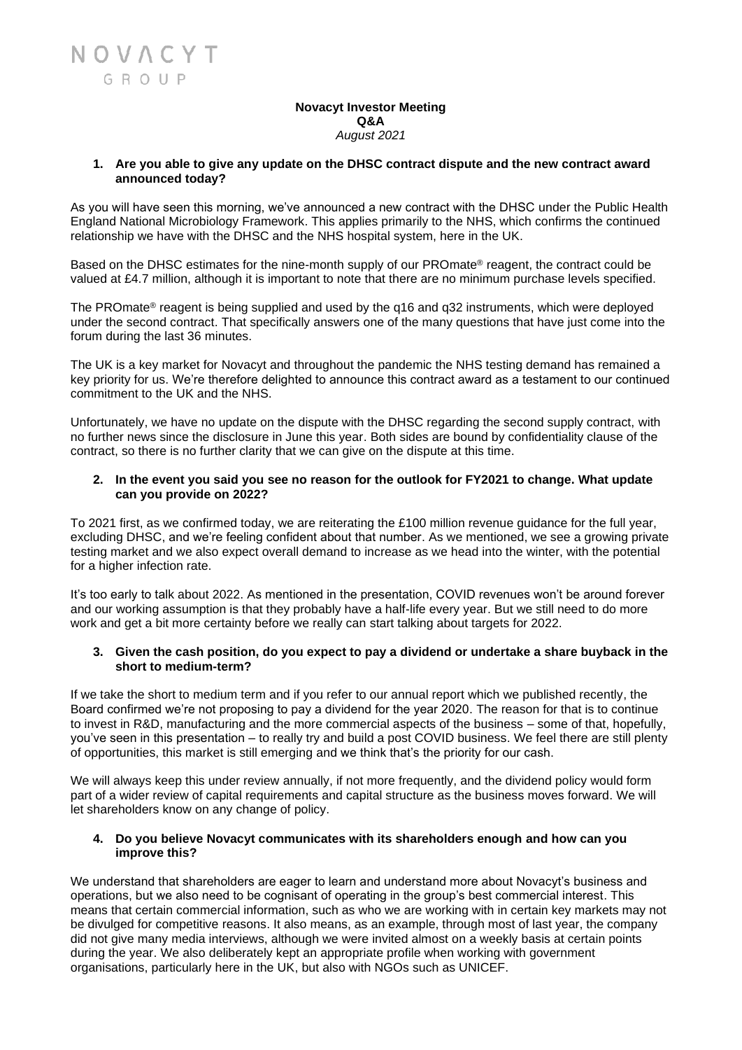# NOVACYT
GROUP

**Novacyt Investor Meeting**
**Q&A**
*August 2021*

**1. Are you able to give any update on the DHSC contract dispute and the new contract award announced today?**

As you will have seen this morning, we've announced a new contract with the DHSC under the Public Health England National Microbiology Framework. This applies primarily to the NHS, which confirms the continued relationship we have with the DHSC and the NHS hospital system, here in the UK.

Based on the DHSC estimates for the nine-month supply of our PROmate® reagent, the contract could be valued at £4.7 million, although it is important to note that there are no minimum purchase levels specified.

The PROmate® reagent is being supplied and used by the q16 and q32 instruments, which were deployed under the second contract. That specifically answers one of the many questions that have just come into the forum during the last 36 minutes.

The UK is a key market for Novacyt and throughout the pandemic the NHS testing demand has remained a key priority for us. We're therefore delighted to announce this contract award as a testament to our continued commitment to the UK and the NHS.

Unfortunately, we have no update on the dispute with the DHSC regarding the second supply contract, with no further news since the disclosure in June this year. Both sides are bound by confidentiality clause of the contract, so there is no further clarity that we can give on the dispute at this time.

**2. In the event you said you see no reason for the outlook for FY2021 to change. What update can you provide on 2022?**

To 2021 first, as we confirmed today, we are reiterating the £100 million revenue guidance for the full year, excluding DHSC, and we're feeling confident about that number. As we mentioned, we see a growing private testing market and we also expect overall demand to increase as we head into the winter, with the potential for a higher infection rate.

It's too early to talk about 2022. As mentioned in the presentation, COVID revenues won't be around forever and our working assumption is that they probably have a half-life every year. But we still need to do more work and get a bit more certainty before we really can start talking about targets for 2022.

**3. Given the cash position, do you expect to pay a dividend or undertake a share buyback in the short to medium-term?**

If we take the short to medium term and if you refer to our annual report which we published recently, the Board confirmed we're not proposing to pay a dividend for the year 2020. The reason for that is to continue to invest in R&D, manufacturing and the more commercial aspects of the business – some of that, hopefully, you've seen in this presentation – to really try and build a post COVID business. We feel there are still plenty of opportunities, this market is still emerging and we think that's the priority for our cash.

We will always keep this under review annually, if not more frequently, and the dividend policy would form part of a wider review of capital requirements and capital structure as the business moves forward. We will let shareholders know on any change of policy.

**4. Do you believe Novacyt communicates with its shareholders enough and how can you improve this?**

We understand that shareholders are eager to learn and understand more about Novacyt's business and operations, but we also need to be cognisant of operating in the group's best commercial interest. This means that certain commercial information, such as who we are working with in certain key markets may not be divulged for competitive reasons. It also means, as an example, through most of last year, the company did not give many media interviews, although we were invited almost on a weekly basis at certain points during the year. We also deliberately kept an appropriate profile when working with government organisations, particularly here in the UK, but also with NGOs such as UNICEF.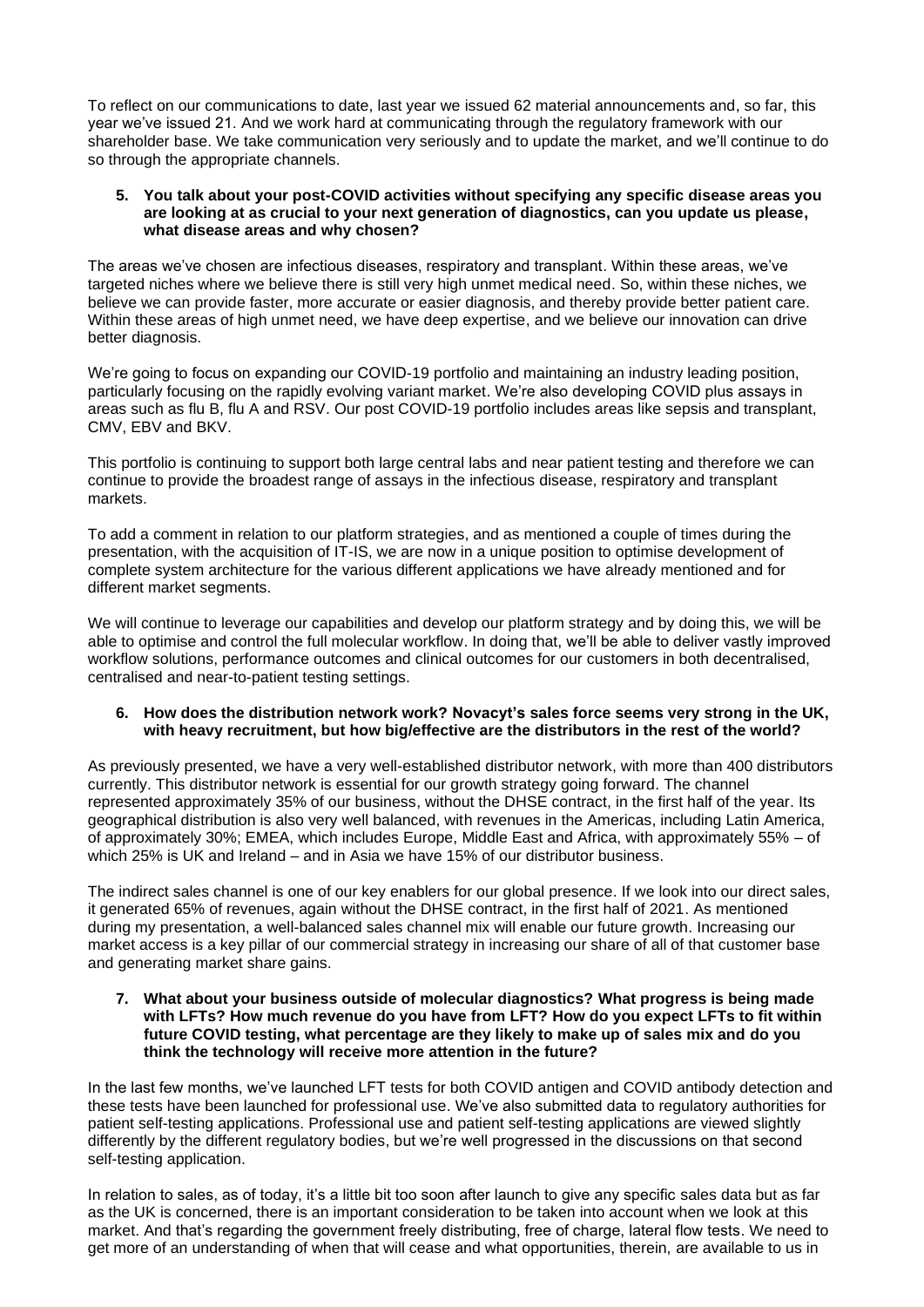To reflect on our communications to date, last year we issued 62 material announcements and, so far, this year we've issued 21. And we work hard at communicating through the regulatory framework with our shareholder base. We take communication very seriously and to update the market, and we'll continue to do so through the appropriate channels.

5. **You talk about your post-COVID activities without specifying any specific disease areas you are looking at as crucial to your next generation of diagnostics, can you update us please, what disease areas and why chosen?**

The areas we've chosen are infectious diseases, respiratory and transplant. Within these areas, we've targeted niches where we believe there is still very high unmet medical need. So, within these niches, we believe we can provide faster, more accurate or easier diagnosis, and thereby provide better patient care. Within these areas of high unmet need, we have deep expertise, and we believe our innovation can drive better diagnosis.

We're going to focus on expanding our COVID-19 portfolio and maintaining an industry leading position, particularly focusing on the rapidly evolving variant market. We're also developing COVID plus assays in areas such as flu B, flu A and RSV. Our post COVID-19 portfolio includes areas like sepsis and transplant, CMV, EBV and BKV.

This portfolio is continuing to support both large central labs and near patient testing and therefore we can continue to provide the broadest range of assays in the infectious disease, respiratory and transplant markets.

To add a comment in relation to our platform strategies, and as mentioned a couple of times during the presentation, with the acquisition of IT-IS, we are now in a unique position to optimise development of complete system architecture for the various different applications we have already mentioned and for different market segments.

We will continue to leverage our capabilities and develop our platform strategy and by doing this, we will be able to optimise and control the full molecular workflow. In doing that, we'll be able to deliver vastly improved workflow solutions, performance outcomes and clinical outcomes for our customers in both decentralised, centralised and near-to-patient testing settings.

6. **How does the distribution network work? Novacyt's sales force seems very strong in the UK, with heavy recruitment, but how big/effective are the distributors in the rest of the world?**

As previously presented, we have a very well-established distributor network, with more than 400 distributors currently. This distributor network is essential for our growth strategy going forward. The channel represented approximately 35% of our business, without the DHSE contract, in the first half of the year. Its geographical distribution is also very well balanced, with revenues in the Americas, including Latin America, of approximately 30%; EMEA, which includes Europe, Middle East and Africa, with approximately 55% – of which 25% is UK and Ireland – and in Asia we have 15% of our distributor business.

The indirect sales channel is one of our key enablers for our global presence. If we look into our direct sales, it generated 65% of revenues, again without the DHSE contract, in the first half of 2021. As mentioned during my presentation, a well-balanced sales channel mix will enable our future growth. Increasing our market access is a key pillar of our commercial strategy in increasing our share of all of that customer base and generating market share gains.

7. **What about your business outside of molecular diagnostics? What progress is being made with LFTs? How much revenue do you have from LFT? How do you expect LFTs to fit within future COVID testing, what percentage are they likely to make up of sales mix and do you think the technology will receive more attention in the future?**

In the last few months, we've launched LFT tests for both COVID antigen and COVID antibody detection and these tests have been launched for professional use. We've also submitted data to regulatory authorities for patient self-testing applications. Professional use and patient self-testing applications are viewed slightly differently by the different regulatory bodies, but we're well progressed in the discussions on that second self-testing application.

In relation to sales, as of today, it's a little bit too soon after launch to give any specific sales data but as far as the UK is concerned, there is an important consideration to be taken into account when we look at this market. And that's regarding the government freely distributing, free of charge, lateral flow tests. We need to get more of an understanding of when that will cease and what opportunities, therein, are available to us in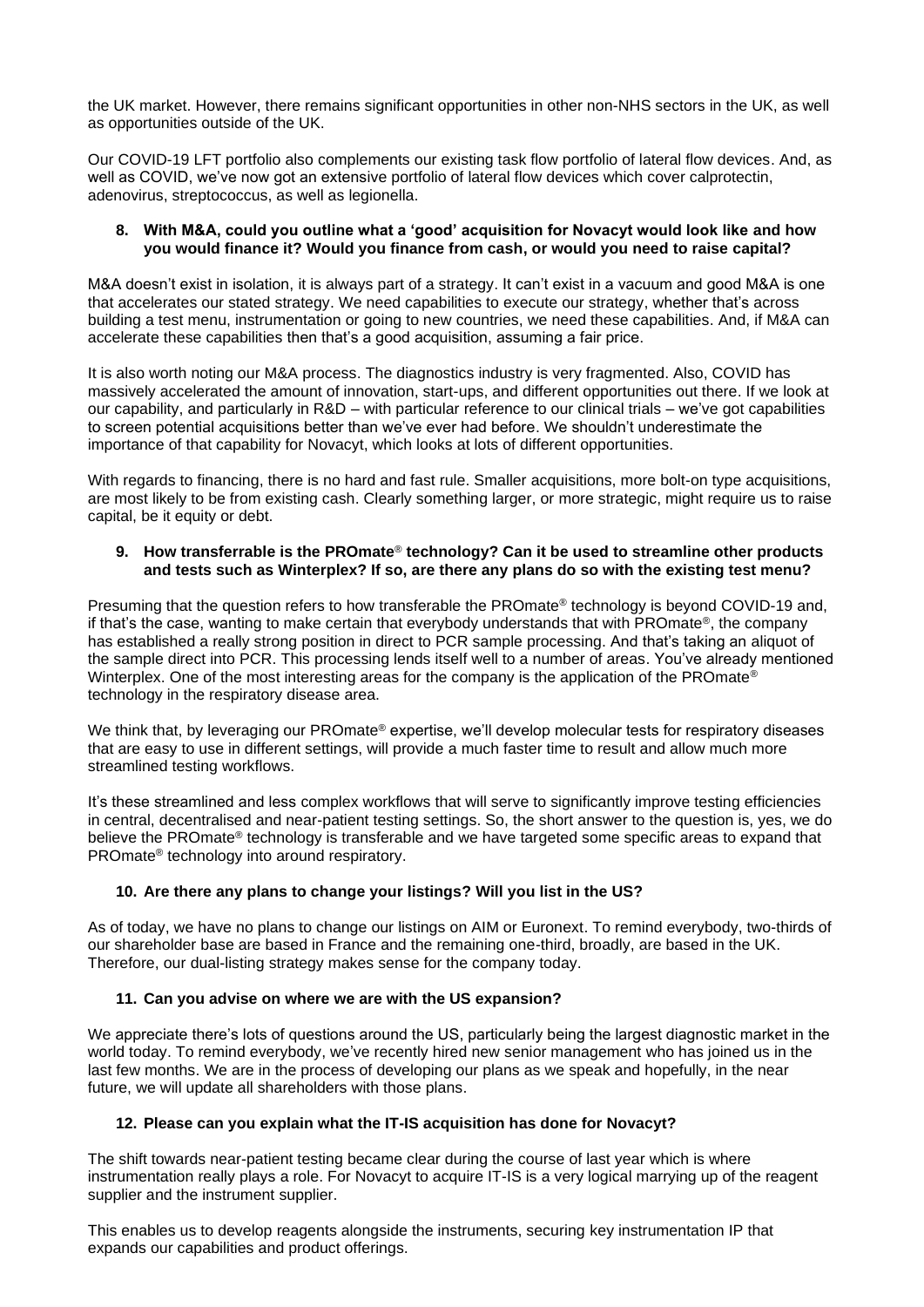the UK market. However, there remains significant opportunities in other non-NHS sectors in the UK, as well as opportunities outside of the UK.

Our COVID-19 LFT portfolio also complements our existing task flow portfolio of lateral flow devices. And, as well as COVID, we've now got an extensive portfolio of lateral flow devices which cover calprotectin, adenovirus, streptococcus, as well as legionella.

**8. With M&A, could you outline what a 'good' acquisition for Novacyt would look like and how you would finance it? Would you finance from cash, or would you need to raise capital?**

M&A doesn't exist in isolation, it is always part of a strategy. It can't exist in a vacuum and good M&A is one that accelerates our stated strategy. We need capabilities to execute our strategy, whether that's across building a test menu, instrumentation or going to new countries, we need these capabilities. And, if M&A can accelerate these capabilities then that's a good acquisition, assuming a fair price.

It is also worth noting our M&A process. The diagnostics industry is very fragmented. Also, COVID has massively accelerated the amount of innovation, start-ups, and different opportunities out there. If we look at our capability, and particularly in R&D – with particular reference to our clinical trials – we've got capabilities to screen potential acquisitions better than we've ever had before. We shouldn't underestimate the importance of that capability for Novacyt, which looks at lots of different opportunities.

With regards to financing, there is no hard and fast rule. Smaller acquisitions, more bolt-on type acquisitions, are most likely to be from existing cash. Clearly something larger, or more strategic, might require us to raise capital, be it equity or debt.

**9. How transferrable is the PROmate® technology? Can it be used to streamline other products and tests such as Winterplex? If so, are there any plans do so with the existing test menu?**

Presuming that the question refers to how transferable the PROmate® technology is beyond COVID-19 and, if that's the case, wanting to make certain that everybody understands that with PROmate®, the company has established a really strong position in direct to PCR sample processing. And that's taking an aliquot of the sample direct into PCR. This processing lends itself well to a number of areas. You've already mentioned Winterplex. One of the most interesting areas for the company is the application of the PROmate® technology in the respiratory disease area.

We think that, by leveraging our PROmate® expertise, we'll develop molecular tests for respiratory diseases that are easy to use in different settings, will provide a much faster time to result and allow much more streamlined testing workflows.

It's these streamlined and less complex workflows that will serve to significantly improve testing efficiencies in central, decentralised and near-patient testing settings. So, the short answer to the question is, yes, we do believe the PROmate® technology is transferable and we have targeted some specific areas to expand that PROmate® technology into around respiratory.

**10. Are there any plans to change your listings? Will you list in the US?**

As of today, we have no plans to change our listings on AIM or Euronext. To remind everybody, two-thirds of our shareholder base are based in France and the remaining one-third, broadly, are based in the UK. Therefore, our dual-listing strategy makes sense for the company today.

**11. Can you advise on where we are with the US expansion?**

We appreciate there's lots of questions around the US, particularly being the largest diagnostic market in the world today. To remind everybody, we've recently hired new senior management who has joined us in the last few months. We are in the process of developing our plans as we speak and hopefully, in the near future, we will update all shareholders with those plans.

**12. Please can you explain what the IT-IS acquisition has done for Novacyt?**

The shift towards near-patient testing became clear during the course of last year which is where instrumentation really plays a role. For Novacyt to acquire IT-IS is a very logical marrying up of the reagent supplier and the instrument supplier.

This enables us to develop reagents alongside the instruments, securing key instrumentation IP that expands our capabilities and product offerings.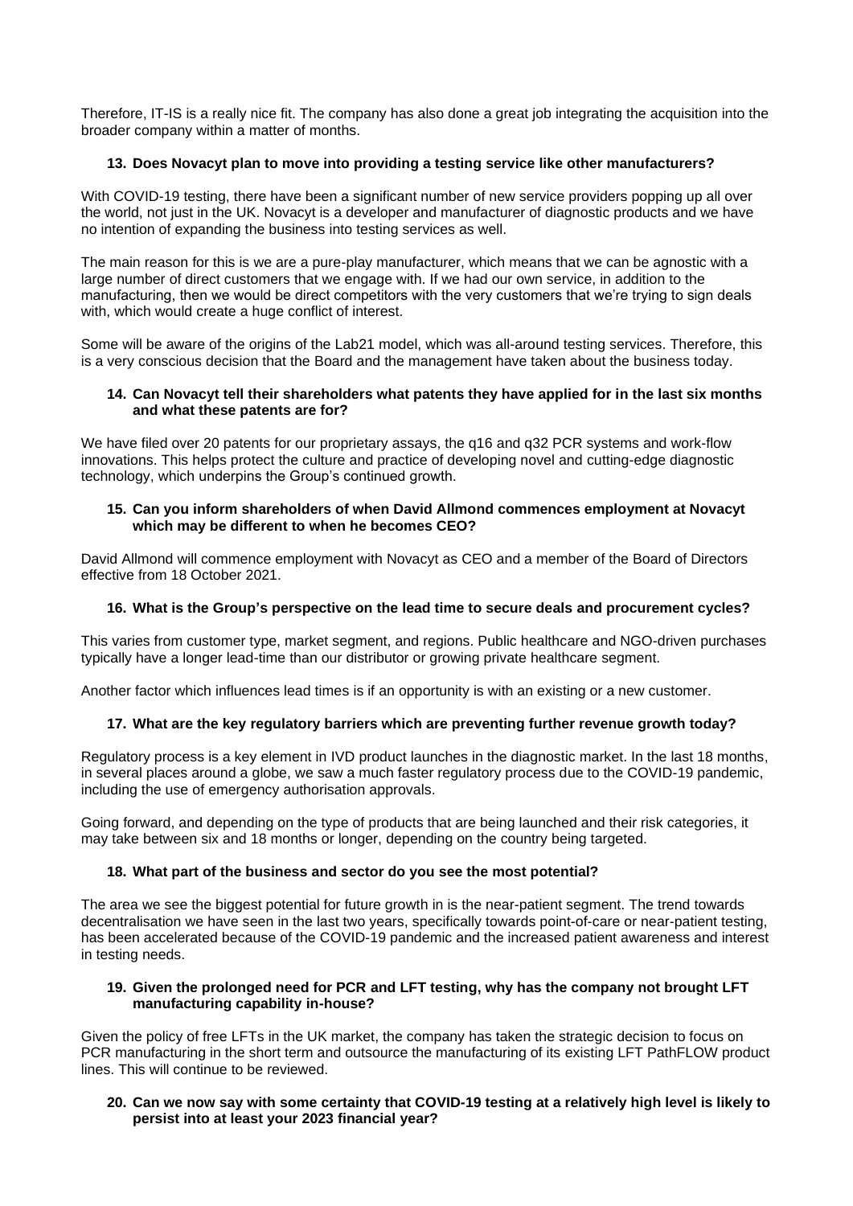Therefore, IT-IS is a really nice fit. The company has also done a great job integrating the acquisition into the broader company within a matter of months.

**13. Does Novacyt plan to move into providing a testing service like other manufacturers?**

With COVID-19 testing, there have been a significant number of new service providers popping up all over the world, not just in the UK. Novacyt is a developer and manufacturer of diagnostic products and we have no intention of expanding the business into testing services as well.

The main reason for this is we are a pure-play manufacturer, which means that we can be agnostic with a large number of direct customers that we engage with. If we had our own service, in addition to the manufacturing, then we would be direct competitors with the very customers that we're trying to sign deals with, which would create a huge conflict of interest.

Some will be aware of the origins of the Lab21 model, which was all-around testing services. Therefore, this is a very conscious decision that the Board and the management have taken about the business today.

**14. Can Novacyt tell their shareholders what patents they have applied for in the last six months and what these patents are for?**

We have filed over 20 patents for our proprietary assays, the q16 and q32 PCR systems and work-flow innovations. This helps protect the culture and practice of developing novel and cutting-edge diagnostic technology, which underpins the Group's continued growth.

**15. Can you inform shareholders of when David Allmond commences employment at Novacyt which may be different to when he becomes CEO?**

David Allmond will commence employment with Novacyt as CEO and a member of the Board of Directors effective from 18 October 2021.

**16. What is the Group's perspective on the lead time to secure deals and procurement cycles?**

This varies from customer type, market segment, and regions. Public healthcare and NGO-driven purchases typically have a longer lead-time than our distributor or growing private healthcare segment.

Another factor which influences lead times is if an opportunity is with an existing or a new customer.

**17. What are the key regulatory barriers which are preventing further revenue growth today?**

Regulatory process is a key element in IVD product launches in the diagnostic market. In the last 18 months, in several places around a globe, we saw a much faster regulatory process due to the COVID-19 pandemic, including the use of emergency authorisation approvals.

Going forward, and depending on the type of products that are being launched and their risk categories, it may take between six and 18 months or longer, depending on the country being targeted.

**18. What part of the business and sector do you see the most potential?**

The area we see the biggest potential for future growth in is the near-patient segment. The trend towards decentralisation we have seen in the last two years, specifically towards point-of-care or near-patient testing, has been accelerated because of the COVID-19 pandemic and the increased patient awareness and interest in testing needs.

**19. Given the prolonged need for PCR and LFT testing, why has the company not brought LFT manufacturing capability in-house?**

Given the policy of free LFTs in the UK market, the company has taken the strategic decision to focus on PCR manufacturing in the short term and outsource the manufacturing of its existing LFT PathFLOW product lines. This will continue to be reviewed.

**20. Can we now say with some certainty that COVID-19 testing at a relatively high level is likely to persist into at least your 2023 financial year?**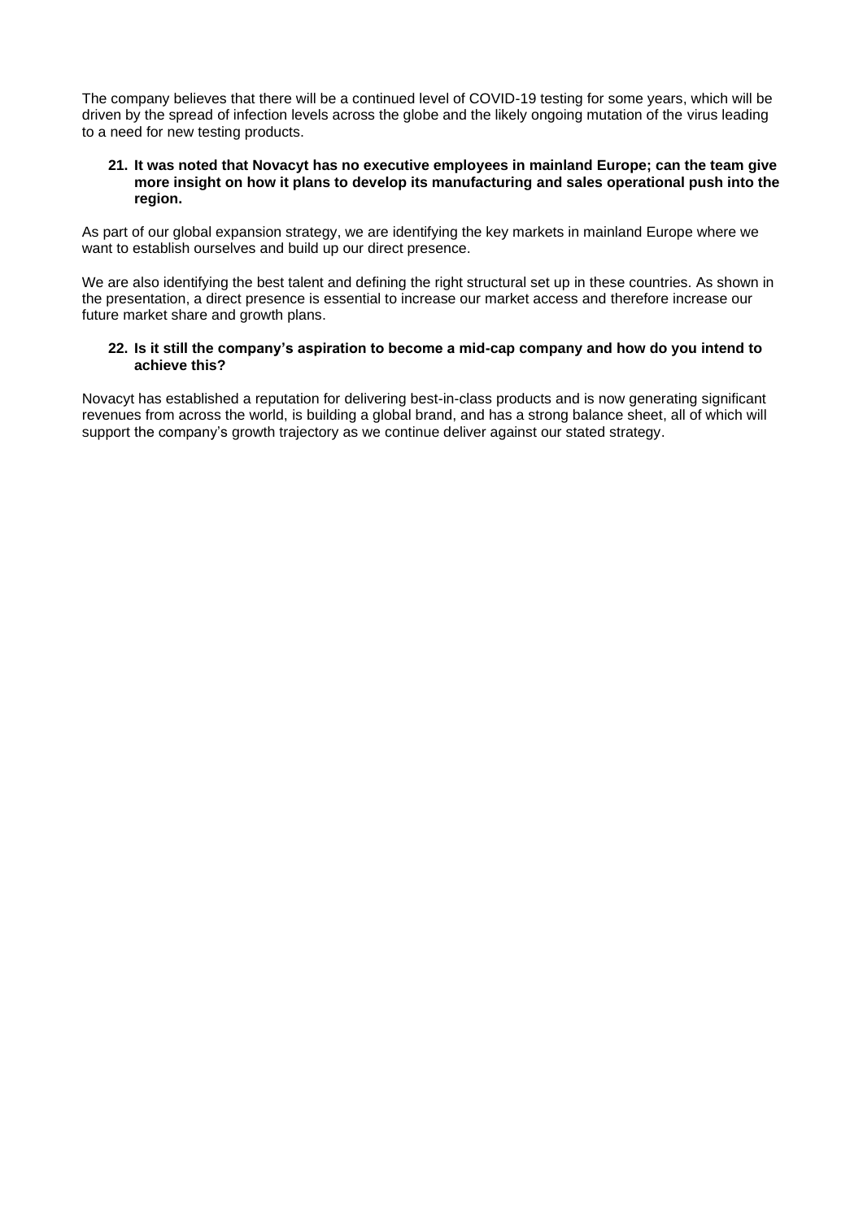The company believes that there will be a continued level of COVID-19 testing for some years, which will be driven by the spread of infection levels across the globe and the likely ongoing mutation of the virus leading to a need for new testing products.

**21. It was noted that Novacyt has no executive employees in mainland Europe; can the team give more insight on how it plans to develop its manufacturing and sales operational push into the region.**

As part of our global expansion strategy, we are identifying the key markets in mainland Europe where we want to establish ourselves and build up our direct presence.

We are also identifying the best talent and defining the right structural set up in these countries. As shown in the presentation, a direct presence is essential to increase our market access and therefore increase our future market share and growth plans.

**22. Is it still the company's aspiration to become a mid-cap company and how do you intend to achieve this?**

Novacyt has established a reputation for delivering best-in-class products and is now generating significant revenues from across the world, is building a global brand, and has a strong balance sheet, all of which will support the company's growth trajectory as we continue deliver against our stated strategy.